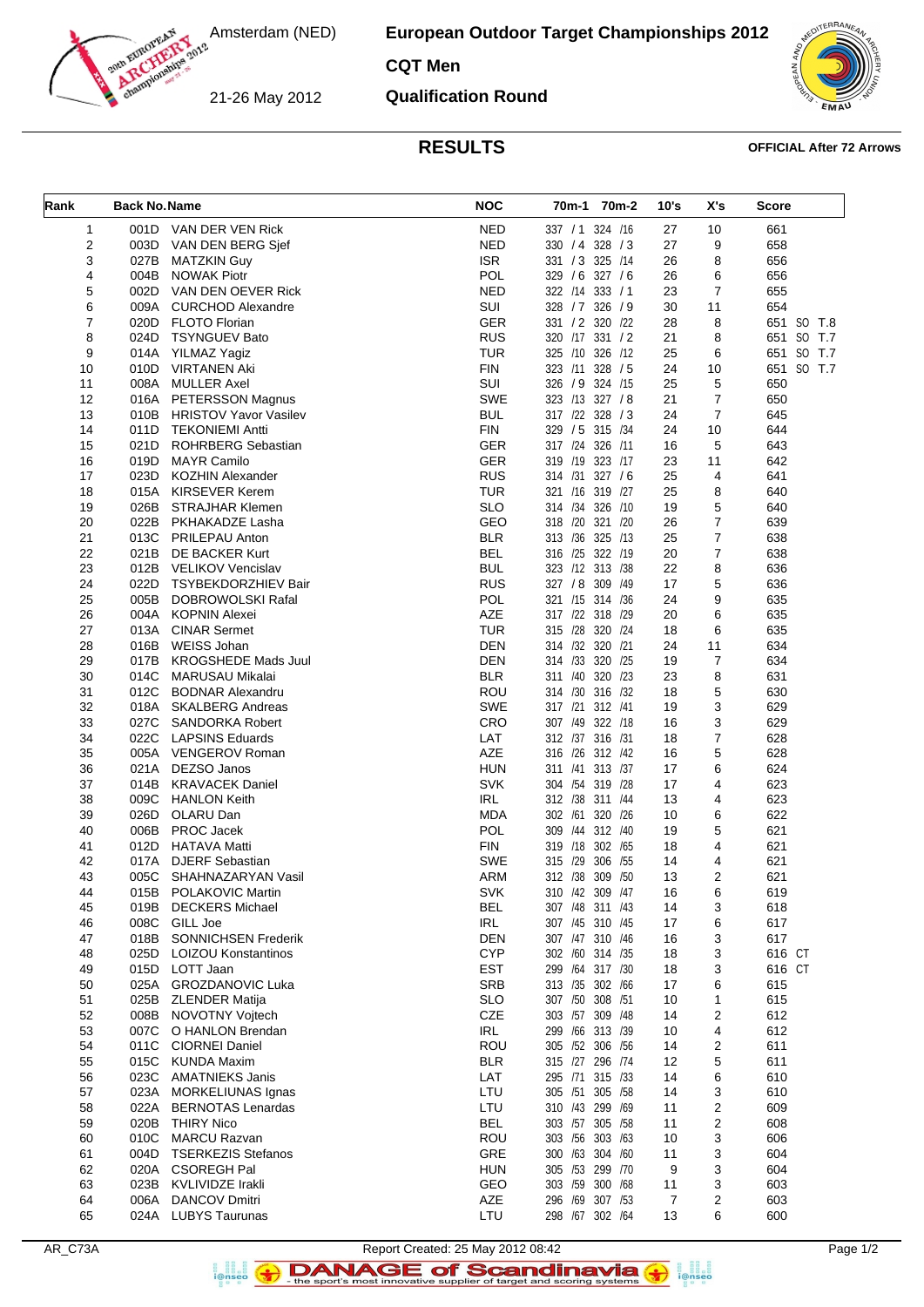Amsterdam (NED)

21-26 May 2012

# European Outdoor Target Championships 2012

## CQT Men

## Qualification Round

## RESULTS

**OFFICIAL After 72 Arrows**

| Rank | Back No. | Name | NOC | 70m-1 | 70m-2 | 10's | X's | Score |
|---|---|---|---|---|---|---|---|---|
| 1 | 001D | VAN DER VEN Rick | NED | 337 / 1 | 324 /16 | 27 | 10 | 661 |
| 2 | 003D | VAN DEN BERG Sjef | NED | 330 / 4 | 328 / 3 | 27 | 9 | 658 |
| 3 | 027B | MATZKIN Guy | ISR | 331 / 3 | 325 /14 | 26 | 8 | 656 |
| 4 | 004B | NOWAK Piotr | POL | 329 / 6 | 327 / 6 | 26 | 6 | 656 |
| 5 | 002D | VAN DEN OEVER Rick | NED | 322 /14 | 333 / 1 | 23 | 7 | 655 |
| 6 | 009A | CURCHOD Alexandre | SUI | 328 / 7 | 326 / 9 | 30 | 11 | 654 |
| 7 | 020D | FLOTO Florian | GER | 331 / 2 | 320 /22 | 28 | 8 | 651 SO T.8 |
| 8 | 024D | TSYNGUEV Bato | RUS | 320 /17 | 331 / 2 | 21 | 8 | 651 SO T.7 |
| 9 | 014A | YILMAZ Yagiz | TUR | 325 /10 | 326 /12 | 25 | 6 | 651 SO T.7 |
| 10 | 010D | VIRTANEN Aki | FIN | 323 /11 | 328 / 5 | 24 | 10 | 651 SO T.7 |
| 11 | 008A | MULLER Axel | SUI | 326 / 9 | 324 /15 | 25 | 5 | 650 |
| 12 | 016A | PETERSSON Magnus | SWE | 323 /13 | 327 / 8 | 21 | 7 | 650 |
| 13 | 010B | HRISTOV Yavor Vasilev | BUL | 317 /22 | 328 / 3 | 24 | 7 | 645 |
| 14 | 011D | TEKONIEMI Antti | FIN | 329 / 5 | 315 /34 | 24 | 10 | 644 |
| 15 | 021D | ROHRBERG Sebastian | GER | 317 /24 | 326 /11 | 16 | 5 | 643 |
| 16 | 019D | MAYR Camilo | GER | 319 /19 | 323 /17 | 23 | 11 | 642 |
| 17 | 023D | KOZHIN Alexander | RUS | 314 /31 | 327 / 6 | 25 | 4 | 641 |
| 18 | 015A | KIRSEVER Kerem | TUR | 321 /16 | 319 /27 | 25 | 8 | 640 |
| 19 | 026B | STRAJHAR Klemen | SLO | 314 /34 | 326 /10 | 19 | 5 | 640 |
| 20 | 022B | PKHAKADZE Lasha | GEO | 318 /20 | 321 /20 | 26 | 7 | 639 |
| 21 | 013C | PRILEPAU Anton | BLR | 313 /36 | 325 /13 | 25 | 7 | 638 |
| 22 | 021B | DE BACKER Kurt | BEL | 316 /25 | 322 /19 | 20 | 7 | 638 |
| 23 | 012B | VELIKOV Vencislav | BUL | 323 /12 | 313 /38 | 22 | 8 | 636 |
| 24 | 022D | TSYBEKDORZHIEV Bair | RUS | 327 / 8 | 309 /49 | 17 | 5 | 636 |
| 25 | 005B | DOBROWOLSKI Rafal | POL | 321 /15 | 314 /36 | 24 | 9 | 635 |
| 26 | 004A | KOPNIN Alexei | AZE | 317 /22 | 318 /29 | 20 | 6 | 635 |
| 27 | 013A | CINAR Sermet | TUR | 315 /28 | 320 /24 | 18 | 6 | 635 |
| 28 | 016B | WEISS Johan | DEN | 314 /32 | 320 /21 | 24 | 11 | 634 |
| 29 | 017B | KROGSHEDE Mads Juul | DEN | 314 /33 | 320 /25 | 19 | 7 | 634 |
| 30 | 014C | MARUSAU Mikalai | BLR | 311 /40 | 320 /23 | 23 | 8 | 631 |
| 31 | 012C | BODNAR Alexandru | ROU | 314 /30 | 316 /32 | 18 | 5 | 630 |
| 32 | 018A | SKALBERG Andreas | SWE | 317 /21 | 312 /41 | 19 | 3 | 629 |
| 33 | 027C | SANDORKA Robert | CRO | 307 /49 | 322 /18 | 16 | 3 | 629 |
| 34 | 022C | LAPSINS Eduards | LAT | 312 /37 | 316 /31 | 18 | 7 | 628 |
| 35 | 005A | VENGEROV Roman | AZE | 316 /26 | 312 /42 | 16 | 5 | 628 |
| 36 | 021A | DEZSO Janos | HUN | 311 /41 | 313 /37 | 17 | 6 | 624 |
| 37 | 014B | KRAVACEK Daniel | SVK | 304 /54 | 319 /28 | 17 | 4 | 623 |
| 38 | 009C | HANLON Keith | IRL | 312 /38 | 311 /44 | 13 | 4 | 623 |
| 39 | 026D | OLARU Dan | MDA | 302 /61 | 320 /26 | 10 | 6 | 622 |
| 40 | 006B | PROC Jacek | POL | 309 /44 | 312 /40 | 19 | 5 | 621 |
| 41 | 012D | HATAVA Matti | FIN | 319 /18 | 302 /65 | 18 | 4 | 621 |
| 42 | 017A | DJERF Sebastian | SWE | 315 /29 | 306 /55 | 14 | 4 | 621 |
| 43 | 005C | SHAHNAZARYAN Vasil | ARM | 312 /38 | 309 /50 | 13 | 2 | 621 |
| 44 | 015B | POLAKOVIC Martin | SVK | 310 /42 | 309 /47 | 16 | 6 | 619 |
| 45 | 019B | DECKERS Michael | BEL | 307 /48 | 311 /43 | 14 | 3 | 618 |
| 46 | 008C | GILL Joe | IRL | 307 /45 | 310 /45 | 17 | 6 | 617 |
| 47 | 018B | SONNICHSEN Frederik | DEN | 307 /47 | 310 /46 | 16 | 3 | 617 |
| 48 | 025D | LOIZOU Konstantinos | CYP | 302 /60 | 314 /35 | 18 | 3 | 616 CT |
| 49 | 015D | LOTT Jaan | EST | 299 /64 | 317 /30 | 18 | 3 | 616 CT |
| 50 | 025A | GROZDANOVIC Luka | SRB | 313 /35 | 302 /66 | 17 | 6 | 615 |
| 51 | 025B | ZLENDER Matija | SLO | 307 /50 | 308 /51 | 10 | 1 | 615 |
| 52 | 008B | NOVOTNY Vojtech | CZE | 303 /57 | 309 /48 | 14 | 2 | 612 |
| 53 | 007C | O HANLON Brendan | IRL | 299 /66 | 313 /39 | 10 | 4 | 612 |
| 54 | 011C | CIORNEI Daniel | ROU | 305 /52 | 306 /56 | 14 | 2 | 611 |
| 55 | 015C | KUNDA Maxim | BLR | 315 /27 | 296 /74 | 12 | 5 | 611 |
| 56 | 023C | AMATNIEKS Janis | LAT | 295 /71 | 315 /33 | 14 | 6 | 610 |
| 57 | 023A | MORKELIUNAS Ignas | LTU | 305 /51 | 305 /58 | 14 | 3 | 610 |
| 58 | 022A | BERNOTAS Lenardas | LTU | 310 /43 | 299 /69 | 11 | 2 | 609 |
| 59 | 020B | THIRY Nico | BEL | 303 /57 | 305 /58 | 11 | 2 | 608 |
| 60 | 010C | MARCU Razvan | ROU | 303 /56 | 303 /63 | 10 | 3 | 606 |
| 61 | 004D | TSERKEZIS Stefanos | GRE | 300 /63 | 304 /60 | 11 | 3 | 604 |
| 62 | 020A | CSOREGH Pal | HUN | 305 /53 | 299 /70 | 9 | 3 | 604 |
| 63 | 023B | KVLIVIDZE Irakli | GEO | 303 /59 | 300 /68 | 11 | 3 | 603 |
| 64 | 006A | DANCOV Dmitri | AZE | 296 /69 | 307 /53 | 7 | 2 | 603 |
| 65 | 024A | LUBYS Taurunas | LTU | 298 /67 | 302 /64 | 13 | 6 | 600 |

AR_C73A Report Created: 25 May 2012 08:42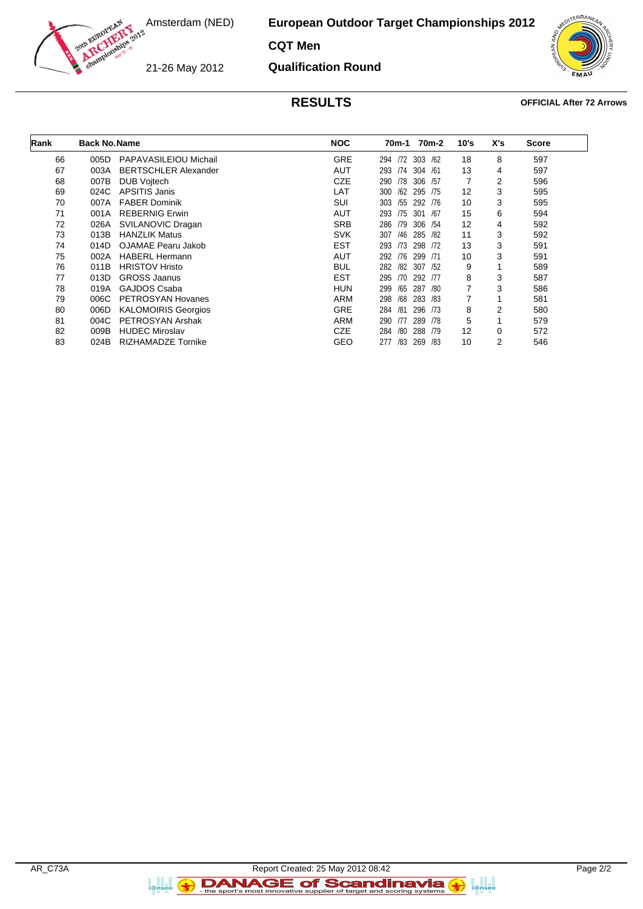# European Outdoor Target Championships 2012

Amsterdam (NED)

21-26 May 2012

## CQT Men

## Qualification Round

## RESULTS

**OFFICIAL After 72 Arrows**

| Rank | Back No. | Name | NOC | 70m-1 | 70m-2 | 10's | X's | Score |
|---|---|---|---|---|---|---|---|---|
| 66 | 005D | PAPAVASILEIOU Michail | GRE | 294 /72 | 303 /62 | 18 | 8 | 597 |
| 67 | 003A | BERTSCHLER Alexander | AUT | 293 /74 | 304 /61 | 13 | 4 | 597 |
| 68 | 007B | DUB Vojtech | CZE | 290 /78 | 306 /57 | 7 | 2 | 596 |
| 69 | 024C | APSITIS Janis | LAT | 300 /62 | 295 /75 | 12 | 3 | 595 |
| 70 | 007A | FABER Dominik | SUI | 303 /55 | 292 /76 | 10 | 3 | 595 |
| 71 | 001A | REBERNIG Erwin | AUT | 293 /75 | 301 /67 | 15 | 6 | 594 |
| 72 | 026A | SVILANOVIC Dragan | SRB | 286 /79 | 306 /54 | 12 | 4 | 592 |
| 73 | 013B | HANZLIK Matus | SVK | 307 /46 | 285 /82 | 11 | 3 | 592 |
| 74 | 014D | OJAMAE Pearu Jakob | EST | 293 /73 | 298 /72 | 13 | 3 | 591 |
| 75 | 002A | HABERL Hermann | AUT | 292 /76 | 299 /71 | 10 | 3 | 591 |
| 76 | 011B | HRISTOV Hristo | BUL | 282 /82 | 307 /52 | 9 | 1 | 589 |
| 77 | 013D | GROSS Jaanus | EST | 295 /70 | 292 /77 | 8 | 3 | 587 |
| 78 | 019A | GAJDOS Csaba | HUN | 299 /65 | 287 /80 | 7 | 3 | 586 |
| 79 | 006C | PETROSYAN Hovanes | ARM | 298 /68 | 283 /83 | 7 | 1 | 581 |
| 80 | 006D | KALOMOIRIS Georgios | GRE | 284 /81 | 296 /73 | 8 | 2 | 580 |
| 81 | 004C | PETROSYAN Arshak | ARM | 290 /77 | 289 /78 | 5 | 1 | 579 |
| 82 | 009B | HUDEC Miroslav | CZE | 284 /80 | 288 /79 | 12 | 0 | 572 |
| 83 | 024B | RIZHAMADZE Tornike | GEO | 277 /83 | 269 /83 | 10 | 2 | 546 |

AR_C73A

Report Created: 25 May 2012 08:42

DANAGE of Scandinavia - the sport's most innovative supplier of target and scoring systems